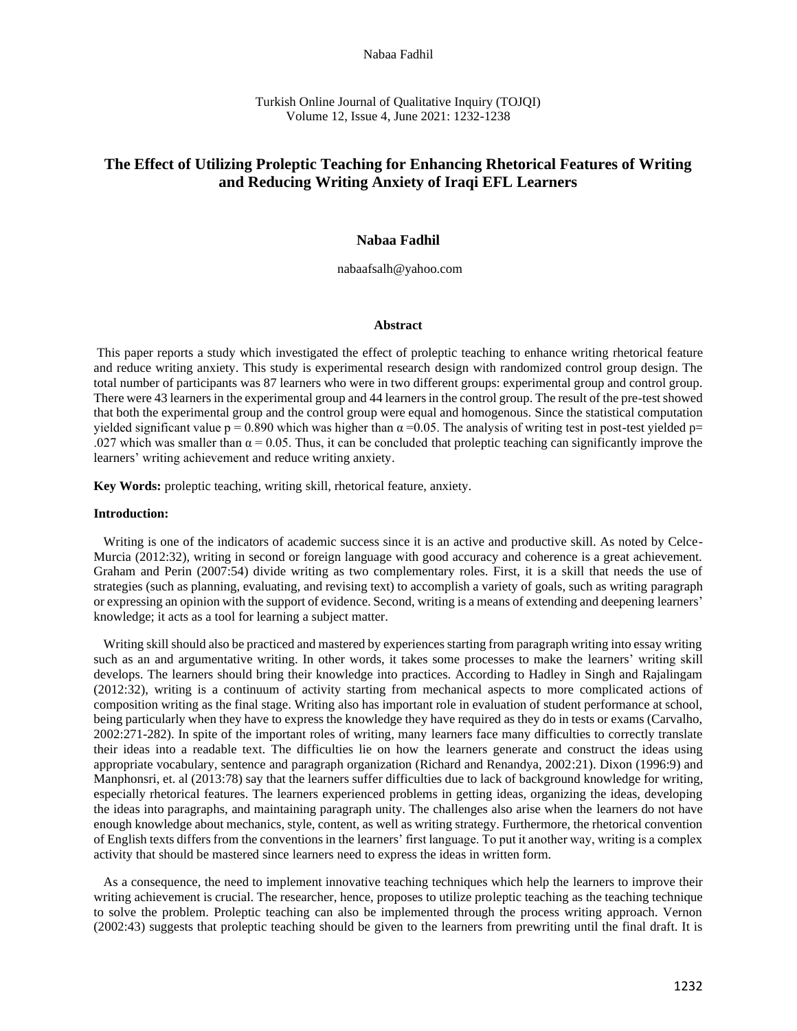# The Effect of Utilizing Proleptic Teaching for Enhancing Rhetorical Features of Writing and Reducing Writing Anxiety of Iraqi EFL Learners

**Nabaa Fadhil**

nabaafsalh@yahoo.com

## Abstract

This paper reports a study which investigated the effect of proleptic teaching to enhance writing rhetorical feature and reduce writing anxiety. This study is experimental research design with randomized control group design. The total number of participants was 87 learners who were in two different groups: experimental group and control group. There were 43 learners in the experimental group and 44 learners in the control group. The result of the pre-test showed that both the experimental group and the control group were equal and homogenous. Since the statistical computation yielded significant value $p = 0.890$ which was higher than $\alpha = 0.05$. The analysis of writing test in post-test yielded $p = .027$ which was smaller than $\alpha = 0.05$. Thus, it can be concluded that proleptic teaching can significantly improve the learners' writing achievement and reduce writing anxiety.

**Key Words:** proleptic teaching, writing skill, rhetorical feature, anxiety.

## Introduction:

Writing is one of the indicators of academic success since it is an active and productive skill. As noted by Celce-Murcia (2012:32), writing in second or foreign language with good accuracy and coherence is a great achievement. Graham and Perin (2007:54) divide writing as two complementary roles. First, it is a skill that needs the use of strategies (such as planning, evaluating, and revising text) to accomplish a variety of goals, such as writing paragraph or expressing an opinion with the support of evidence. Second, writing is a means of extending and deepening learners' knowledge; it acts as a tool for learning a subject matter.

Writing skill should also be practiced and mastered by experiences starting from paragraph writing into essay writing such as an and argumentative writing. In other words, it takes some processes to make the learners' writing skill develops. The learners should bring their knowledge into practices. According to Hadley in Singh and Rajalingam (2012:32), writing is a continuum of activity starting from mechanical aspects to more complicated actions of composition writing as the final stage. Writing also has important role in evaluation of student performance at school, being particularly when they have to express the knowledge they have required as they do in tests or exams (Carvalho, 2002:271-282). In spite of the important roles of writing, many learners face many difficulties to correctly translate their ideas into a readable text. The difficulties lie on how the learners generate and construct the ideas using appropriate vocabulary, sentence and paragraph organization (Richard and Renandya, 2002:21). Dixon (1996:9) and Manphonsri, et. al (2013:78) say that the learners suffer difficulties due to lack of background knowledge for writing, especially rhetorical features. The learners experienced problems in getting ideas, organizing the ideas, developing the ideas into paragraphs, and maintaining paragraph unity. The challenges also arise when the learners do not have enough knowledge about mechanics, style, content, as well as writing strategy. Furthermore, the rhetorical convention of English texts differs from the conventions in the learners' first language. To put it another way, writing is a complex activity that should be mastered since learners need to express the ideas in written form.

As a consequence, the need to implement innovative teaching techniques which help the learners to improve their writing achievement is crucial. The researcher, hence, proposes to utilize proleptic teaching as the teaching technique to solve the problem. Proleptic teaching can also be implemented through the process writing approach. Vernon (2002:43) suggests that proleptic teaching should be given to the learners from prewriting until the final draft. It is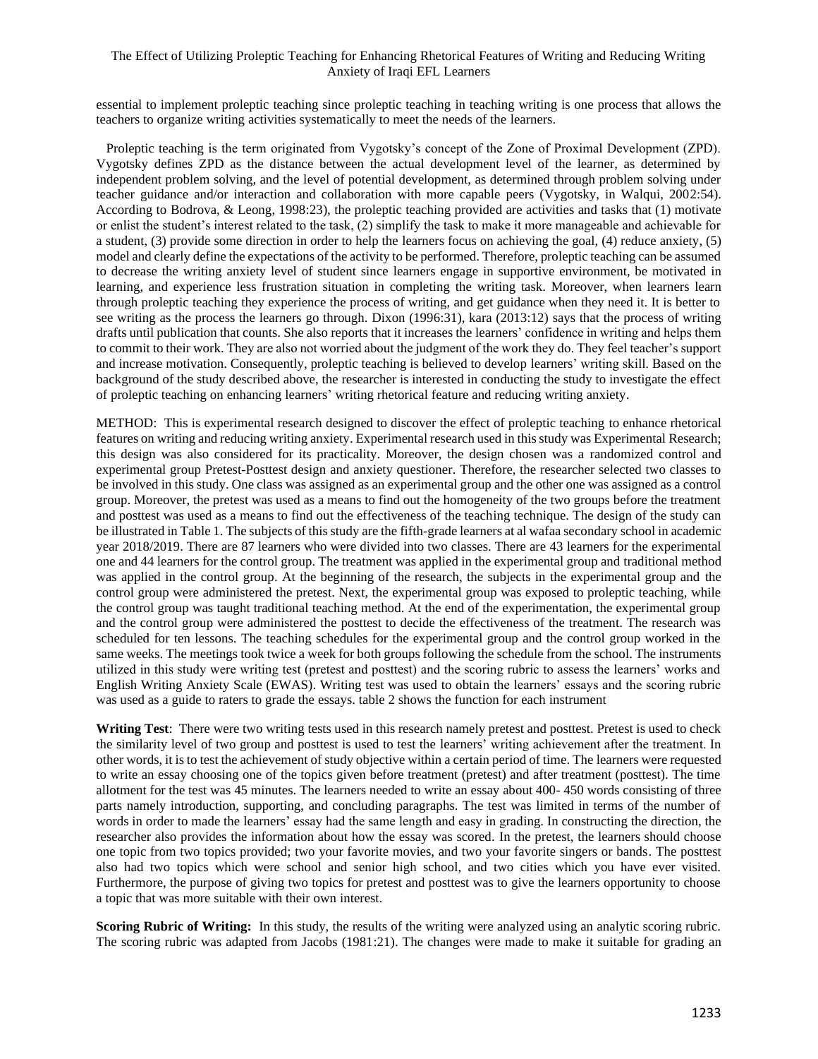essential to implement proleptic teaching since proleptic teaching in teaching writing is one process that allows the teachers to organize writing activities systematically to meet the needs of the learners.

Proleptic teaching is the term originated from Vygotsky's concept of the Zone of Proximal Development (ZPD). Vygotsky defines ZPD as the distance between the actual development level of the learner, as determined by independent problem solving, and the level of potential development, as determined through problem solving under teacher guidance and/or interaction and collaboration with more capable peers (Vygotsky, in Walqui, 2002:54). According to Bodrova, & Leong, 1998:23), the proleptic teaching provided are activities and tasks that (1) motivate or enlist the student's interest related to the task, (2) simplify the task to make it more manageable and achievable for a student, (3) provide some direction in order to help the learners focus on achieving the goal, (4) reduce anxiety, (5) model and clearly define the expectations of the activity to be performed. Therefore, proleptic teaching can be assumed to decrease the writing anxiety level of student since learners engage in supportive environment, be motivated in learning, and experience less frustration situation in completing the writing task. Moreover, when learners learn through proleptic teaching they experience the process of writing, and get guidance when they need it. It is better to see writing as the process the learners go through. Dixon (1996:31), kara (2013:12) says that the process of writing drafts until publication that counts. She also reports that it increases the learners' confidence in writing and helps them to commit to their work. They are also not worried about the judgment of the work they do. They feel teacher's support and increase motivation. Consequently, proleptic teaching is believed to develop learners' writing skill. Based on the background of the study described above, the researcher is interested in conducting the study to investigate the effect of proleptic teaching on enhancing learners' writing rhetorical feature and reducing writing anxiety.

METHOD: This is experimental research designed to discover the effect of proleptic teaching to enhance rhetorical features on writing and reducing writing anxiety. Experimental research used in this study was Experimental Research; this design was also considered for its practicality. Moreover, the design chosen was a randomized control and experimental group Pretest-Posttest design and anxiety questioner. Therefore, the researcher selected two classes to be involved in this study. One class was assigned as an experimental group and the other one was assigned as a control group. Moreover, the pretest was used as a means to find out the homogeneity of the two groups before the treatment and posttest was used as a means to find out the effectiveness of the teaching technique. The design of the study can be illustrated in Table 1. The subjects of this study are the fifth-grade learners at al wafaa secondary school in academic year 2018/2019. There are 87 learners who were divided into two classes. There are 43 learners for the experimental one and 44 learners for the control group. The treatment was applied in the experimental group and traditional method was applied in the control group. At the beginning of the research, the subjects in the experimental group and the control group were administered the pretest. Next, the experimental group was exposed to proleptic teaching, while the control group was taught traditional teaching method. At the end of the experimentation, the experimental group and the control group were administered the posttest to decide the effectiveness of the treatment. The research was scheduled for ten lessons. The teaching schedules for the experimental group and the control group worked in the same weeks. The meetings took twice a week for both groups following the schedule from the school. The instruments utilized in this study were writing test (pretest and posttest) and the scoring rubric to assess the learners' works and English Writing Anxiety Scale (EWAS). Writing test was used to obtain the learners' essays and the scoring rubric was used as a guide to raters to grade the essays. table 2 shows the function for each instrument

**Writing Test**: There were two writing tests used in this research namely pretest and posttest. Pretest is used to check the similarity level of two group and posttest is used to test the learners' writing achievement after the treatment. In other words, it is to test the achievement of study objective within a certain period of time. The learners were requested to write an essay choosing one of the topics given before treatment (pretest) and after treatment (posttest). The time allotment for the test was 45 minutes. The learners needed to write an essay about 400- 450 words consisting of three parts namely introduction, supporting, and concluding paragraphs. The test was limited in terms of the number of words in order to made the learners' essay had the same length and easy in grading. In constructing the direction, the researcher also provides the information about how the essay was scored. In the pretest, the learners should choose one topic from two topics provided; two your favorite movies, and two your favorite singers or bands. The posttest also had two topics which were school and senior high school, and two cities which you have ever visited. Furthermore, the purpose of giving two topics for pretest and posttest was to give the learners opportunity to choose a topic that was more suitable with their own interest.

**Scoring Rubric of Writing:** In this study, the results of the writing were analyzed using an analytic scoring rubric. The scoring rubric was adapted from Jacobs (1981:21). The changes were made to make it suitable for grading an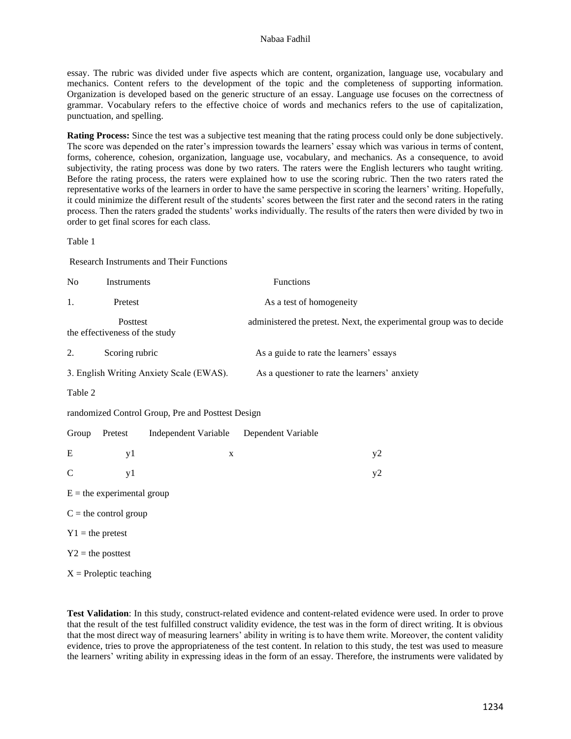essay. The rubric was divided under five aspects which are content, organization, language use, vocabulary and mechanics. Content refers to the development of the topic and the completeness of supporting information. Organization is developed based on the generic structure of an essay. Language use focuses on the correctness of grammar. Vocabulary refers to the effective choice of words and mechanics refers to the use of capitalization, punctuation, and spelling.

**Rating Process:** Since the test was a subjective test meaning that the rating process could only be done subjectively. The score was depended on the rater's impression towards the learners' essay which was various in terms of content, forms, coherence, cohesion, organization, language use, vocabulary, and mechanics. As a consequence, to avoid subjectivity, the rating process was done by two raters. The raters were the English lecturers who taught writing. Before the rating process, the raters were explained how to use the scoring rubric. Then the two raters rated the representative works of the learners in order to have the same perspective in scoring the learners' writing. Hopefully, it could minimize the different result of the students' scores between the first rater and the second raters in the rating process. Then the raters graded the students' works individually. The results of the raters then were divided by two in order to get final scores for each class.

Table 1

Research Instruments and Their Functions

| No | Instruments | Functions |
|---|---|---|
| 1. | Pretest | As a test of homogeneity |
| | Posttest the effectiveness of the study | administered the pretest. Next, the experimental group was to decide |
| 2. | Scoring rubric | As a guide to rate the learners' essays |
| 3. | English Writing Anxiety Scale (EWAS). | As a questioner to rate the learners' anxiety |

Table 2

randomized Control Group, Pre and Posttest Design

| Group | Pretest | Independent Variable | Dependent Variable |
|---|---|---|---|
| E | y1 | x | y2 |
| C | y1 | | y2 |

E = the experimental group

C = the control group

Y1 = the pretest

Y2 = the posttest

X = Proleptic teaching

**Test Validation**: In this study, construct-related evidence and content-related evidence were used. In order to prove that the result of the test fulfilled construct validity evidence, the test was in the form of direct writing. It is obvious that the most direct way of measuring learners' ability in writing is to have them write. Moreover, the content validity evidence, tries to prove the appropriateness of the test content. In relation to this study, the test was used to measure the learners' writing ability in expressing ideas in the form of an essay. Therefore, the instruments were validated by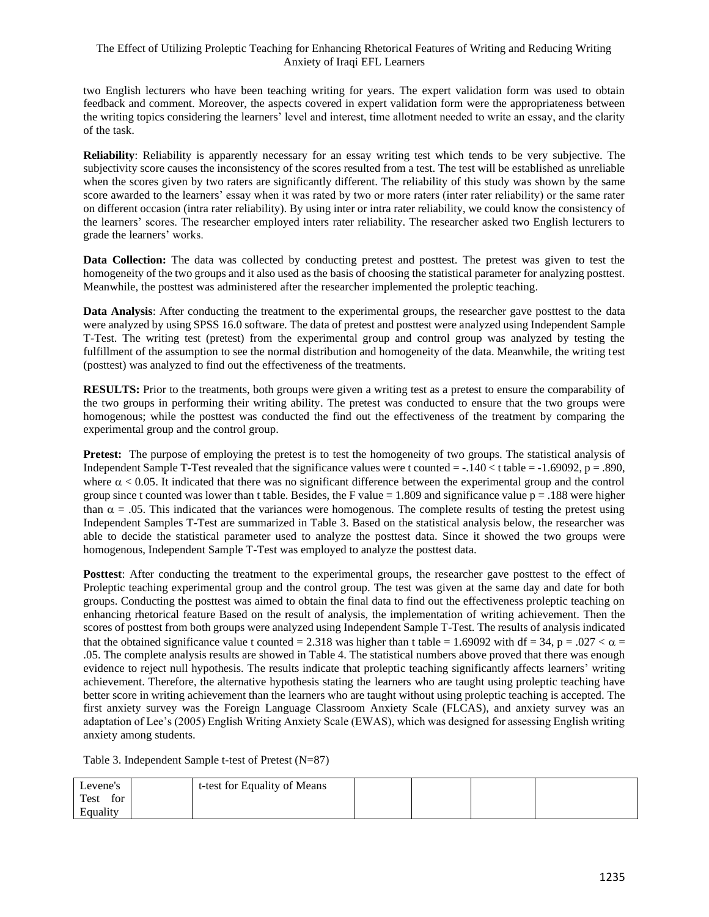two English lecturers who have been teaching writing for years. The expert validation form was used to obtain feedback and comment. Moreover, the aspects covered in expert validation form were the appropriateness between the writing topics considering the learners' level and interest, time allotment needed to write an essay, and the clarity of the task.

**Reliability**: Reliability is apparently necessary for an essay writing test which tends to be very subjective. The subjectivity score causes the inconsistency of the scores resulted from a test. The test will be established as unreliable when the scores given by two raters are significantly different. The reliability of this study was shown by the same score awarded to the learners' essay when it was rated by two or more raters (inter rater reliability) or the same rater on different occasion (intra rater reliability). By using inter or intra rater reliability, we could know the consistency of the learners' scores. The researcher employed inters rater reliability. The researcher asked two English lecturers to grade the learners' works.

**Data Collection:** The data was collected by conducting pretest and posttest. The pretest was given to test the homogeneity of the two groups and it also used as the basis of choosing the statistical parameter for analyzing posttest. Meanwhile, the posttest was administered after the researcher implemented the proleptic teaching.

**Data Analysis**: After conducting the treatment to the experimental groups, the researcher gave posttest to the data were analyzed by using SPSS 16.0 software. The data of pretest and posttest were analyzed using Independent Sample T-Test. The writing test (pretest) from the experimental group and control group was analyzed by testing the fulfillment of the assumption to see the normal distribution and homogeneity of the data. Meanwhile, the writing test (posttest) was analyzed to find out the effectiveness of the treatments.

**RESULTS:** Prior to the treatments, both groups were given a writing test as a pretest to ensure the comparability of the two groups in performing their writing ability. The pretest was conducted to ensure that the two groups were homogenous; while the posttest was conducted the find out the effectiveness of the treatment by comparing the experimental group and the control group.

**Pretest:** The purpose of employing the pretest is to test the homogeneity of two groups. The statistical analysis of Independent Sample T-Test revealed that the significance values were t counted = -.140 < t table = -1.69092, p = .890, where $\alpha < 0.05$. It indicated that there was no significant difference between the experimental group and the control group since t counted was lower than t table. Besides, the F value = 1.809 and significance value p = .188 were higher than $\alpha = .05$. This indicated that the variances were homogenous. The complete results of testing the pretest using Independent Samples T-Test are summarized in Table 3. Based on the statistical analysis below, the researcher was able to decide the statistical parameter used to analyze the posttest data. Since it showed the two groups were homogenous, Independent Sample T-Test was employed to analyze the posttest data.

**Posttest**: After conducting the treatment to the experimental groups, the researcher gave posttest to the effect of Proleptic teaching experimental group and the control group. The test was given at the same day and date for both groups. Conducting the posttest was aimed to obtain the final data to find out the effectiveness proleptic teaching on enhancing rhetorical feature Based on the result of analysis, the implementation of writing achievement. Then the scores of posttest from both groups were analyzed using Independent Sample T-Test. The results of analysis indicated that the obtained significance value t counted = 2.318 was higher than t table = 1.69092 with df = 34, p = .027 < $\alpha$ = .05. The complete analysis results are showed in Table 4. The statistical numbers above proved that there was enough evidence to reject null hypothesis. The results indicate that proleptic teaching significantly affects learners' writing achievement. Therefore, the alternative hypothesis stating the learners who are taught using proleptic teaching have better score in writing achievement than the learners who are taught without using proleptic teaching is accepted. The first anxiety survey was the Foreign Language Classroom Anxiety Scale (FLCAS), and anxiety survey was an adaptation of Lee's (2005) English Writing Anxiety Scale (EWAS), which was designed for assessing English writing anxiety among students.

Table 3. Independent Sample t-test of Pretest (N=87)

| Levene's Test for Equality | | t-test for Equality of Means | | | | |
|---|---|---|---|---|---|---|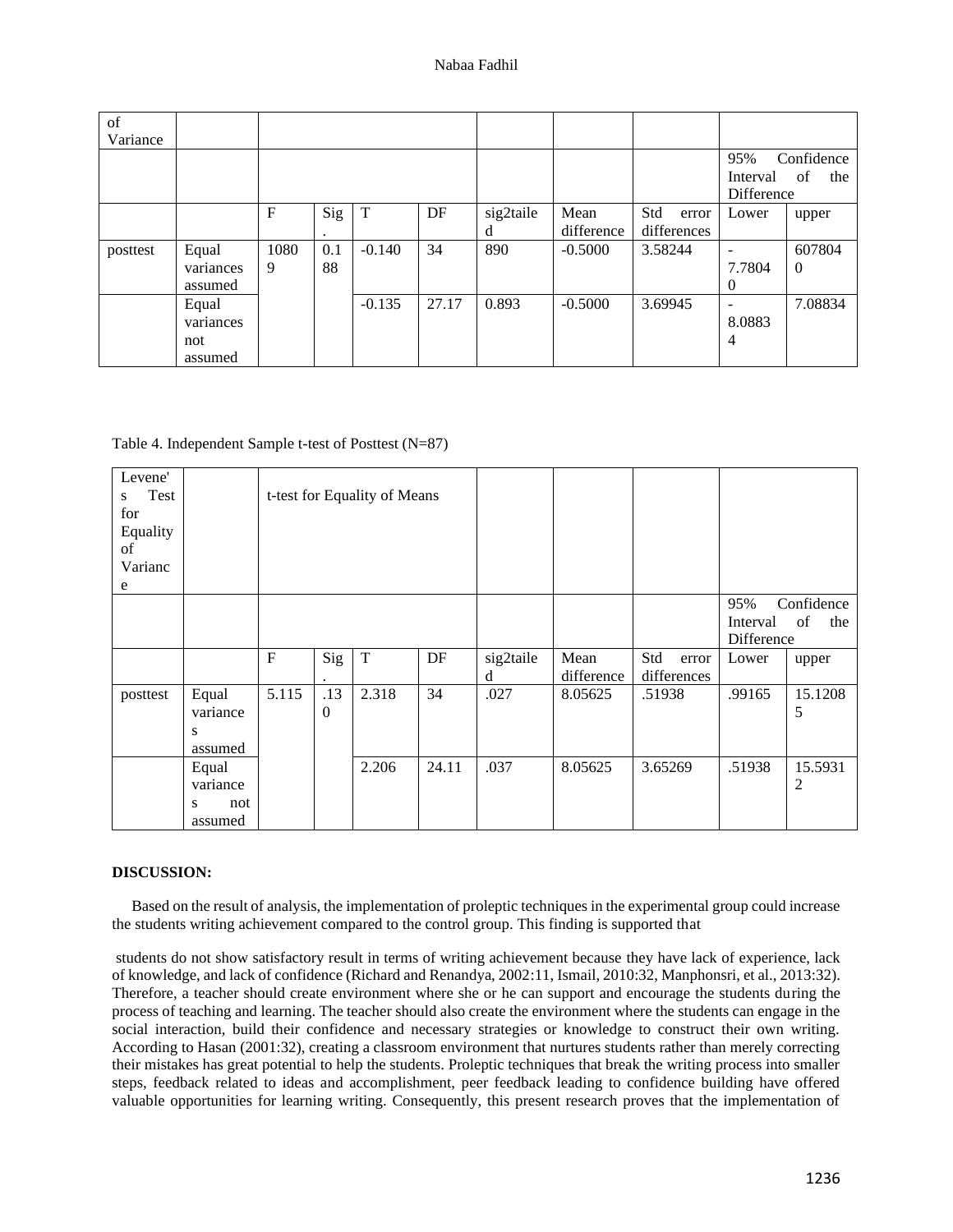| of Variance | | | | | | | | | | |
|---|---|---|---|---|---|---|---|---|---|---|
| | | | | | | | | | 95% Confidence Interval of the Difference | |
| | | F | Sig. | T | DF | sig2tailed | Mean difference | Std error differences | Lower | upper |
| posttest | Equal variances assumed | 10809 | 0.188 | -0.140 | 34 | 890 | -0.5000 | 3.58244 | -7.78040 | 6078040 |
| | Equal variances not assumed | | | -0.135 | 27.17 | 0.893 | -0.5000 | 3.69945 | -8.08834 | 7.08834 |

Table 4. Independent Sample t-test of Posttest (N=87)

| Levene's Test for Equality of Variance | | t-test for Equality of Means | | | | | | | | |
|---|---|---|---|---|---|---|---|---|---|---|
| | | | | | | | | | 95% Confidence Interval of the Difference | |
| | | F | Sig. | T | DF | sig2tailed | Mean difference | Std error differences | Lower | upper |
| posttest | Equal variances assumed | 5.115 | .130 | 2.318 | 34 | .027 | 8.05625 | .51938 | .99165 | 15.12085 |
| | Equal variances not assumed | | | 2.206 | 24.11 | .037 | 8.05625 | 3.65269 | .51938 | 15.59312 |

**DISCUSSION:**

Based on the result of analysis, the implementation of proleptic techniques in the experimental group could increase the students writing achievement compared to the control group. This finding is supported that

students do not show satisfactory result in terms of writing achievement because they have lack of experience, lack of knowledge, and lack of confidence (Richard and Renandya, 2002:11, Ismail, 2010:32, Manphonsri, et al., 2013:32). Therefore, a teacher should create environment where she or he can support and encourage the students during the process of teaching and learning. The teacher should also create the environment where the students can engage in the social interaction, build their confidence and necessary strategies or knowledge to construct their own writing. According to Hasan (2001:32), creating a classroom environment that nurtures students rather than merely correcting their mistakes has great potential to help the students. Proleptic techniques that break the writing process into smaller steps, feedback related to ideas and accomplishment, peer feedback leading to confidence building have offered valuable opportunities for learning writing. Consequently, this present research proves that the implementation of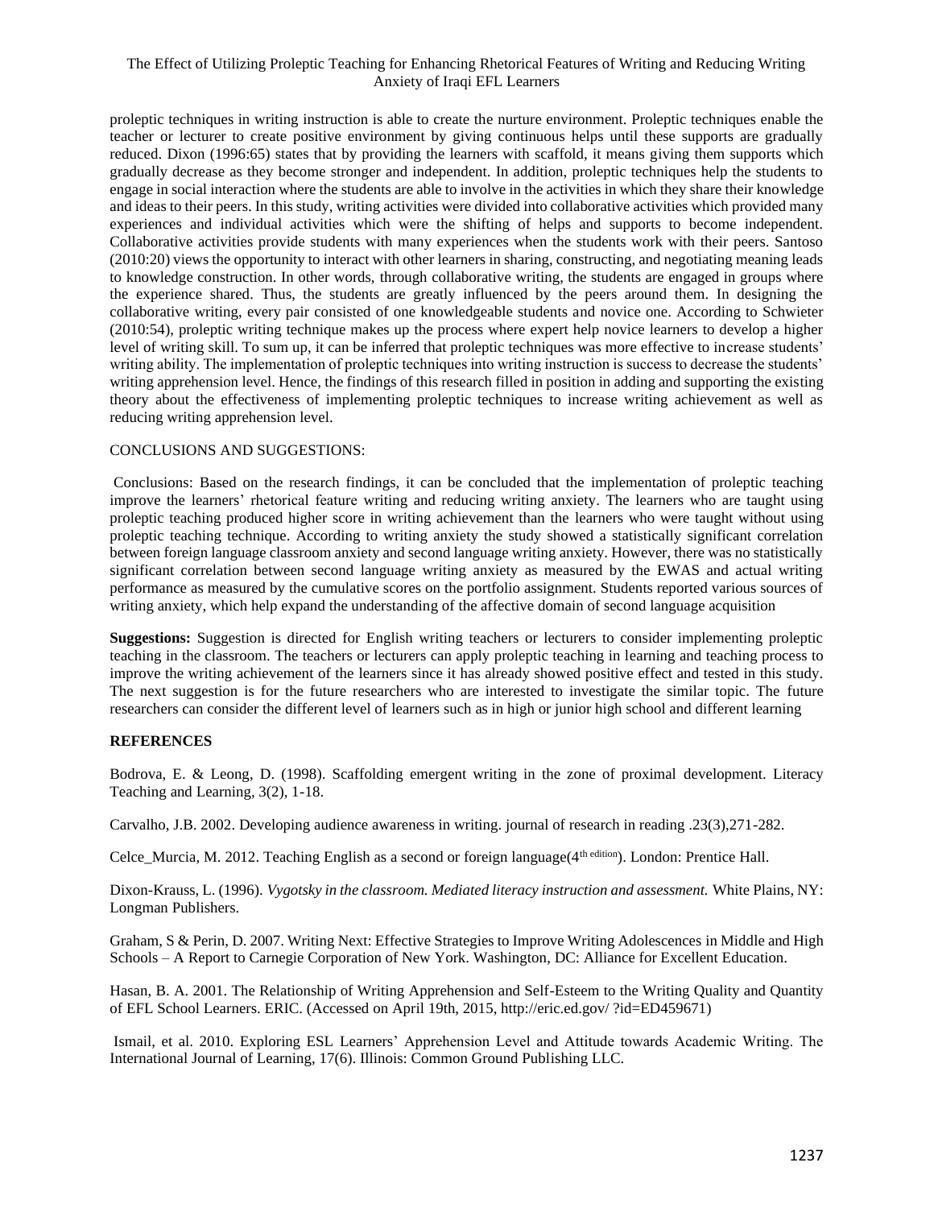proleptic techniques in writing instruction is able to create the nurture environment. Proleptic techniques enable the teacher or lecturer to create positive environment by giving continuous helps until these supports are gradually reduced. Dixon (1996:65) states that by providing the learners with scaffold, it means giving them supports which gradually decrease as they become stronger and independent. In addition, proleptic techniques help the students to engage in social interaction where the students are able to involve in the activities in which they share their knowledge and ideas to their peers. In this study, writing activities were divided into collaborative activities which provided many experiences and individual activities which were the shifting of helps and supports to become independent. Collaborative activities provide students with many experiences when the students work with their peers. Santoso (2010:20) views the opportunity to interact with other learners in sharing, constructing, and negotiating meaning leads to knowledge construction. In other words, through collaborative writing, the students are engaged in groups where the experience shared. Thus, the students are greatly influenced by the peers around them. In designing the collaborative writing, every pair consisted of one knowledgeable students and novice one. According to Schwieter (2010:54), proleptic writing technique makes up the process where expert help novice learners to develop a higher level of writing skill. To sum up, it can be inferred that proleptic techniques was more effective to increase students' writing ability. The implementation of proleptic techniques into writing instruction is success to decrease the students' writing apprehension level. Hence, the findings of this research filled in position in adding and supporting the existing theory about the effectiveness of implementing proleptic techniques to increase writing achievement as well as reducing writing apprehension level.

## CONCLUSIONS AND SUGGESTIONS:

Conclusions: Based on the research findings, it can be concluded that the implementation of proleptic teaching improve the learners' rhetorical feature writing and reducing writing anxiety. The learners who are taught using proleptic teaching produced higher score in writing achievement than the learners who were taught without using proleptic teaching technique. According to writing anxiety the study showed a statistically significant correlation between foreign language classroom anxiety and second language writing anxiety. However, there was no statistically significant correlation between second language writing anxiety as measured by the EWAS and actual writing performance as measured by the cumulative scores on the portfolio assignment. Students reported various sources of writing anxiety, which help expand the understanding of the affective domain of second language acquisition

**Suggestions:** Suggestion is directed for English writing teachers or lecturers to consider implementing proleptic teaching in the classroom. The teachers or lecturers can apply proleptic teaching in learning and teaching process to improve the writing achievement of the learners since it has already showed positive effect and tested in this study. The next suggestion is for the future researchers who are interested to investigate the similar topic. The future researchers can consider the different level of learners such as in high or junior high school and different learning

## REFERENCES

Bodrova, E. & Leong, D. (1998). Scaffolding emergent writing in the zone of proximal development. Literacy Teaching and Learning, 3(2), 1-18.

Carvalho, J.B. 2002. Developing audience awareness in writing. journal of research in reading .23(3),271-282.

Celce_Murcia, M. 2012. Teaching English as a second or foreign language(4th edition). London: Prentice Hall.

Dixon-Krauss, L. (1996). *Vygotsky in the classroom. Mediated literacy instruction and assessment.* White Plains, NY: Longman Publishers.

Graham, S & Perin, D. 2007. Writing Next: Effective Strategies to Improve Writing Adolescences in Middle and High Schools – A Report to Carnegie Corporation of New York. Washington, DC: Alliance for Excellent Education.

Hasan, B. A. 2001. The Relationship of Writing Apprehension and Self-Esteem to the Writing Quality and Quantity of EFL School Learners. ERIC. (Accessed on April 19th, 2015, http://eric.ed.gov/ ?id=ED459671)

Ismail, et al. 2010. Exploring ESL Learners' Apprehension Level and Attitude towards Academic Writing. The International Journal of Learning, 17(6). Illinois: Common Ground Publishing LLC.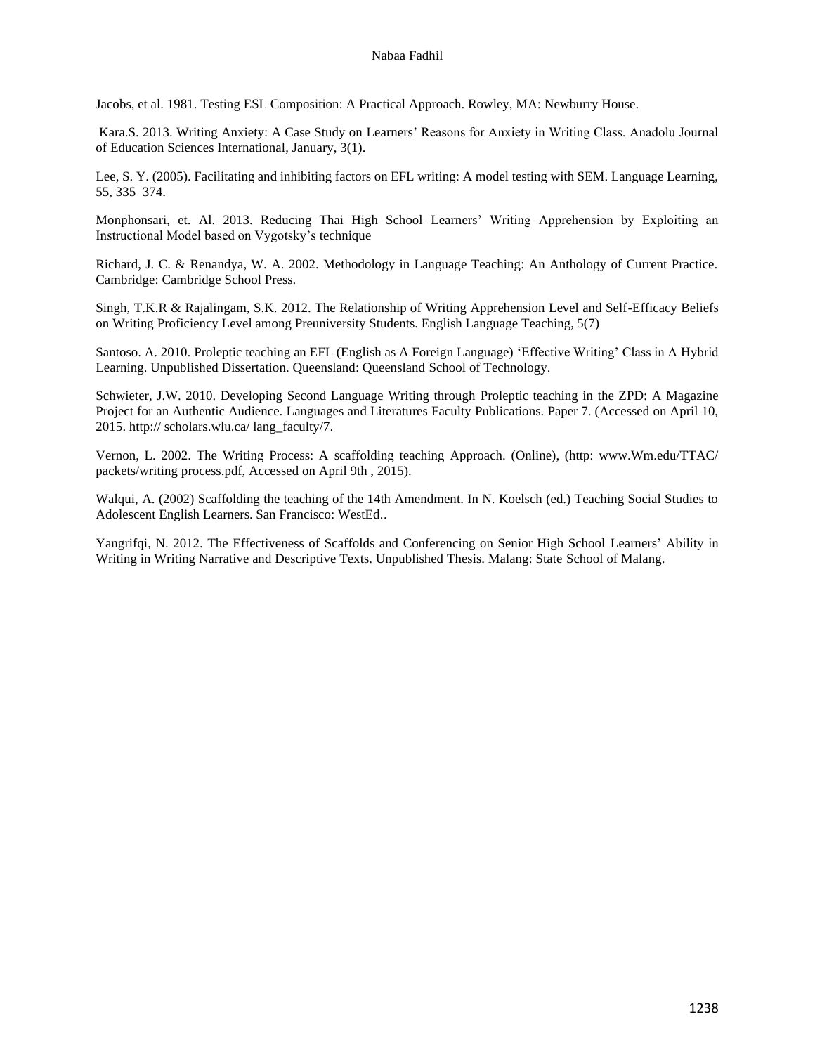Jacobs, et al. 1981. Testing ESL Composition: A Practical Approach. Rowley, MA: Newburry House.

Kara.S. 2013. Writing Anxiety: A Case Study on Learners' Reasons for Anxiety in Writing Class. Anadolu Journal of Education Sciences International, January, 3(1).

Lee, S. Y. (2005). Facilitating and inhibiting factors on EFL writing: A model testing with SEM. Language Learning, 55, 335–374.

Monphonsari, et. Al. 2013. Reducing Thai High School Learners' Writing Apprehension by Exploiting an Instructional Model based on Vygotsky's technique

Richard, J. C. & Renandya, W. A. 2002. Methodology in Language Teaching: An Anthology of Current Practice. Cambridge: Cambridge School Press.

Singh, T.K.R & Rajalingam, S.K. 2012. The Relationship of Writing Apprehension Level and Self-Efficacy Beliefs on Writing Proficiency Level among Preuniversity Students. English Language Teaching, 5(7)

Santoso. A. 2010. Proleptic teaching an EFL (English as A Foreign Language) 'Effective Writing' Class in A Hybrid Learning. Unpublished Dissertation. Queensland: Queensland School of Technology.

Schwieter, J.W. 2010. Developing Second Language Writing through Proleptic teaching in the ZPD: A Magazine Project for an Authentic Audience. Languages and Literatures Faculty Publications. Paper 7. (Accessed on April 10, 2015. http:// scholars.wlu.ca/ lang_faculty/7.

Vernon, L. 2002. The Writing Process: A scaffolding teaching Approach. (Online), (http: www.Wm.edu/TTAC/ packets/writing process.pdf, Accessed on April 9th , 2015).

Walqui, A. (2002) Scaffolding the teaching of the 14th Amendment. In N. Koelsch (ed.) Teaching Social Studies to Adolescent English Learners. San Francisco: WestEd..

Yangrifqi, N. 2012. The Effectiveness of Scaffolds and Conferencing on Senior High School Learners' Ability in Writing in Writing Narrative and Descriptive Texts. Unpublished Thesis. Malang: State School of Malang.